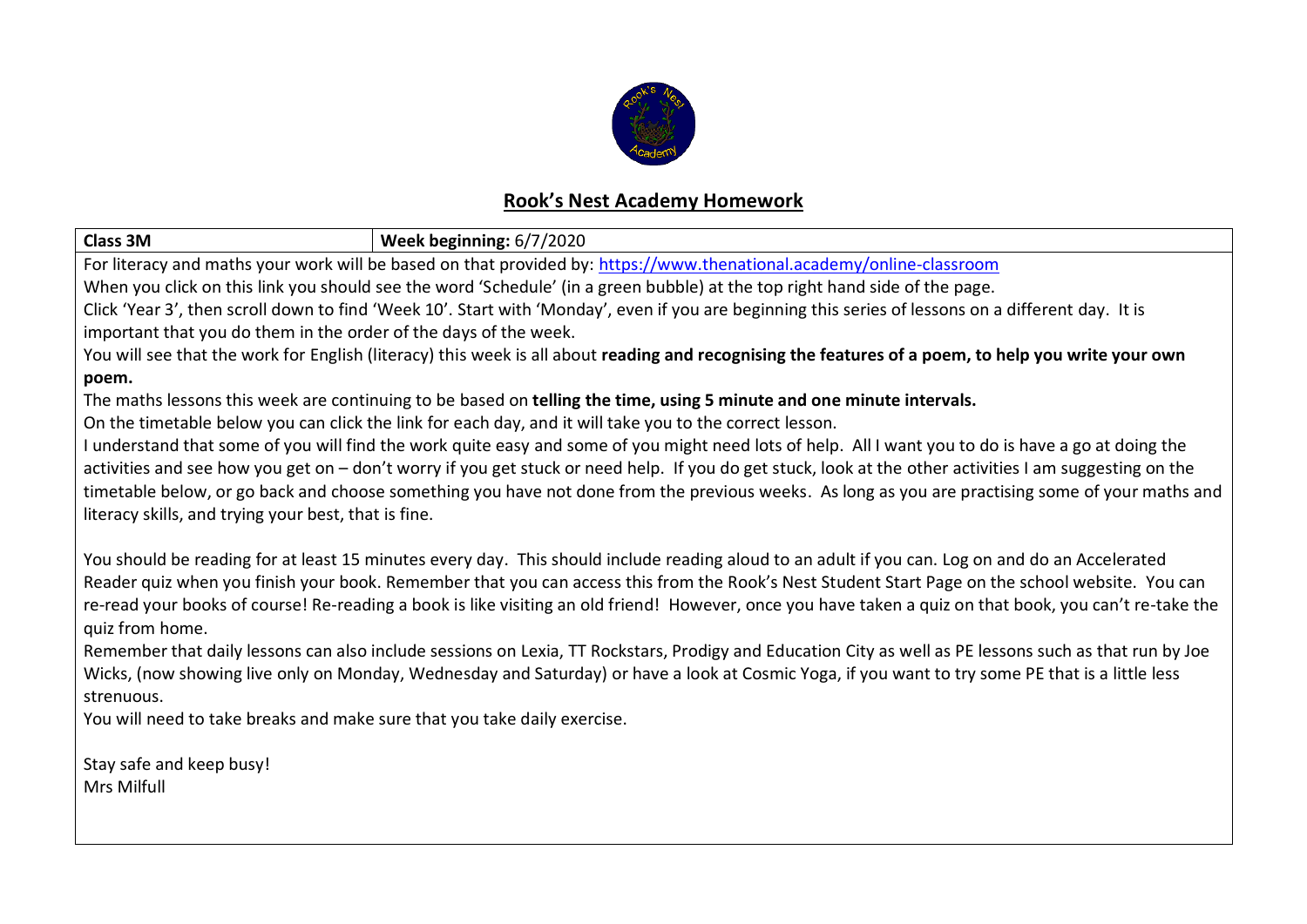## Rook's Nest Academy Homework

| Class 3M | Week beginning: 6/7/2020 |
|---|---|

For literacy and maths your work will be based on that provided by: https://www.thenational.academy/online-classroom

When you click on this link you should see the word 'Schedule' (in a green bubble) at the top right hand side of the page.

Click 'Year 3', then scroll down to find 'Week 10'. Start with 'Monday', even if you are beginning this series of lessons on a different day. It is important that you do them in the order of the days of the week.

You will see that the work for English (literacy) this week is all about **reading and recognising the features of a poem, to help you write your own poem.**

The maths lessons this week are continuing to be based on **telling the time, using 5 minute and one minute intervals.**

On the timetable below you can click the link for each day, and it will take you to the correct lesson.

I understand that some of you will find the work quite easy and some of you might need lots of help. All I want you to do is have a go at doing the activities and see how you get on – don't worry if you get stuck or need help. If you do get stuck, look at the other activities I am suggesting on the timetable below, or go back and choose something you have not done from the previous weeks. As long as you are practising some of your maths and literacy skills, and trying your best, that is fine.

You should be reading for at least 15 minutes every day. This should include reading aloud to an adult if you can. Log on and do an Accelerated Reader quiz when you finish your book. Remember that you can access this from the Rook's Nest Student Start Page on the school website. You can re-read your books of course! Re-reading a book is like visiting an old friend! However, once you have taken a quiz on that book, you can't re-take the quiz from home.

Remember that daily lessons can also include sessions on Lexia, TT Rockstars, Prodigy and Education City as well as PE lessons such as that run by Joe Wicks, (now showing live only on Monday, Wednesday and Saturday) or have a look at Cosmic Yoga, if you want to try some PE that is a little less strenuous.

You will need to take breaks and make sure that you take daily exercise.

Stay safe and keep busy!
Mrs Milfull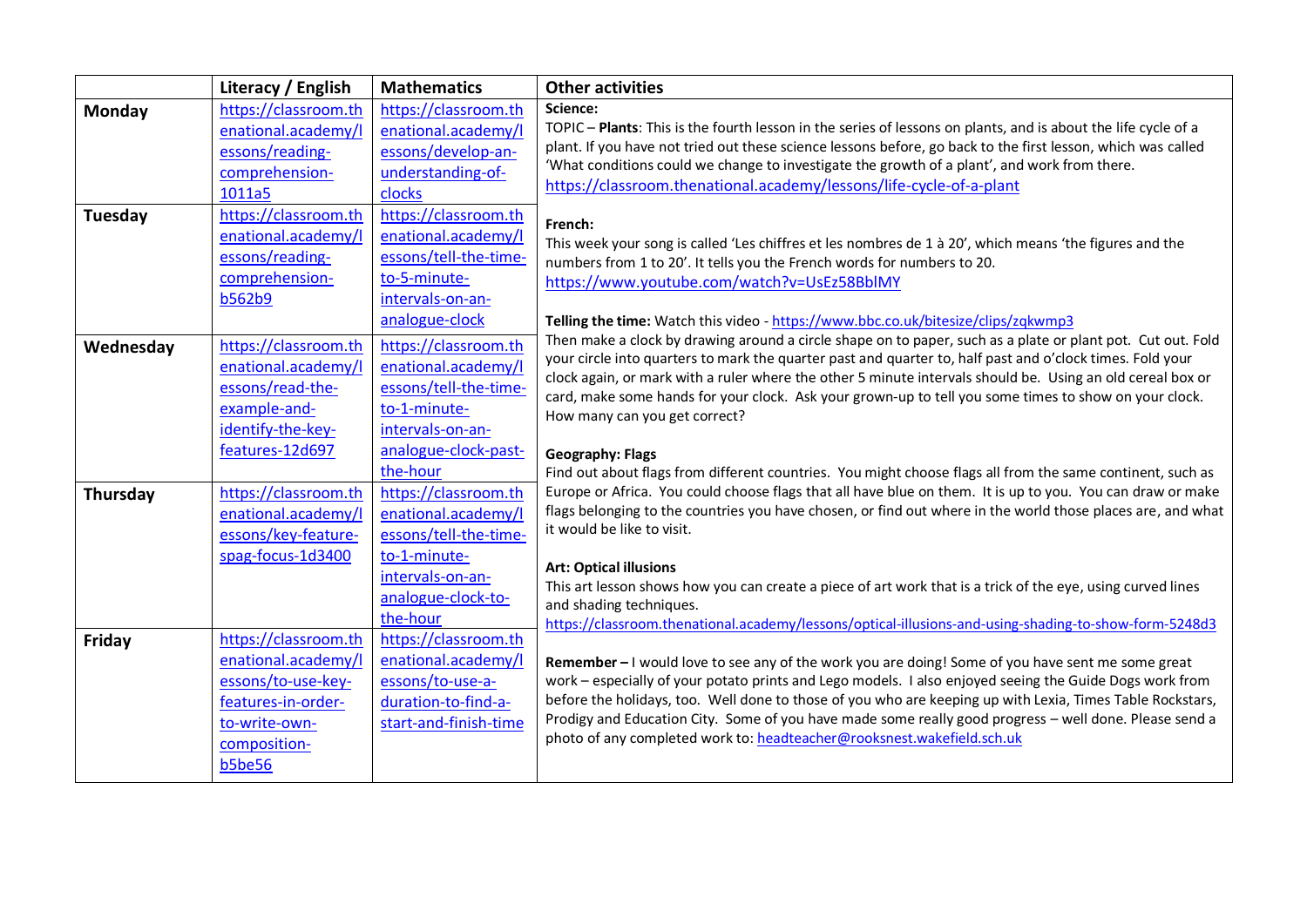| | Literacy / English | Mathematics | Other activities |
|---|---|---|---|
| **Monday** | https://classroom.thenational.academy/lessons/reading-comprehension-1011a5 | https://classroom.thenational.academy/lessons/develop-an-understanding-of-clocks | **Science:**<br>TOPIC – **Plants**: This is the fourth lesson in the series of lessons on plants, and is about the life cycle of a plant. If you have not tried out these science lessons before, go back to the first lesson, which was called 'What conditions could we change to investigate the growth of a plant', and work from there.<br>https://classroom.thenational.academy/lessons/life-cycle-of-a-plant<br><br>**French:**<br>This week your song is called 'Les chiffres et les nombres de 1 à 20', which means 'the figures and the numbers from 1 to 20'. It tells you the French words for numbers to 20.<br>https://www.youtube.com/watch?v=UsEz58BblMY<br><br>**Telling the time:** Watch this video - https://www.bbc.co.uk/bitesize/clips/zqkwmp3<br>Then make a clock by drawing around a circle shape on to paper, such as a plate or plant pot. Cut out. Fold your circle into quarters to mark the quarter past and quarter to, half past and o'clock times. Fold your clock again, or mark with a ruler where the other 5 minute intervals should be. Using an old cereal box or card, make some hands for your clock. Ask your grown-up to tell you some times to show on your clock. How many can you get correct?<br><br>**Geography: Flags**<br>Find out about flags from different countries. You might choose flags all from the same continent, such as Europe or Africa. You could choose flags that all have blue on them. It is up to you. You can draw or make flags belonging to the countries you have chosen, or find out where in the world those places are, and what it would be like to visit.<br><br>**Art: Optical illusions**<br>This art lesson shows how you can create a piece of art work that is a trick of the eye, using curved lines and shading techniques.<br>https://classroom.thenational.academy/lessons/optical-illusions-and-using-shading-to-show-form-5248d3<br><br>**Remember –** I would love to see any of the work you are doing! Some of you have sent me some great work – especially of your potato prints and Lego models. I also enjoyed seeing the Guide Dogs work from before the holidays, too. Well done to those of you who are keeping up with Lexia, Times Table Rockstars, Prodigy and Education City. Some of you have made some really good progress – well done. Please send a photo of any completed work to: headteacher@rooksnest.wakefield.sch.uk |
| **Tuesday** | https://classroom.thenational.academy/lessons/reading-comprehension-b562b9 | https://classroom.thenational.academy/lessons/tell-the-time-to-5-minute-intervals-on-an-analogue-clock | |
| **Wednesday** | https://classroom.thenational.academy/lessons/read-the-example-and-identify-the-key-features-12d697 | https://classroom.thenational.academy/lessons/tell-the-time-to-1-minute-intervals-on-an-analogue-clock-past-the-hour | |
| **Thursday** | https://classroom.thenational.academy/lessons/key-feature-spag-focus-1d3400 | https://classroom.thenational.academy/lessons/tell-the-time-to-1-minute-intervals-on-an-analogue-clock-to-the-hour | |
| **Friday** | https://classroom.thenational.academy/lessons/to-use-key-features-in-order-to-write-own-composition-b5be56 | https://classroom.thenational.academy/lessons/to-use-a-duration-to-find-a-start-and-finish-time | |